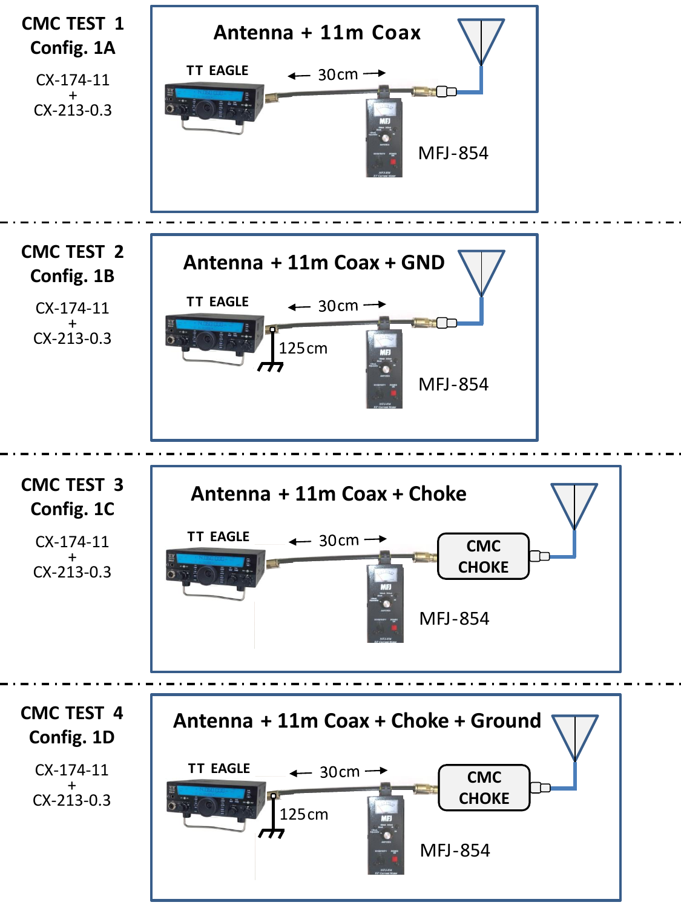## CMC TEST 1

**Config. 1A**

CX-174-11
+
CX-213-0.3

**Antenna + 11m Coax**

TT EAGLE

← 30cm →

MFJ-854

---

## CMC TEST 2

**Config. 1B**

CX-174-11
+
CX-213-0.3

**Antenna + 11m Coax + GND**

TT EAGLE

← 30cm →

125cm

MFJ-854

---

## CMC TEST 3

**Config. 1C**

CX-174-11
+
CX-213-0.3

**Antenna + 11m Coax + Choke**

TT EAGLE

← 30cm →

CMC CHOKE

MFJ-854

---

## CMC TEST 4

**Config. 1D**

CX-174-11
+
CX-213-0.3

**Antenna + 11m Coax + Choke + Ground**

TT EAGLE

← 30cm →

125cm

CMC CHOKE

MFJ-854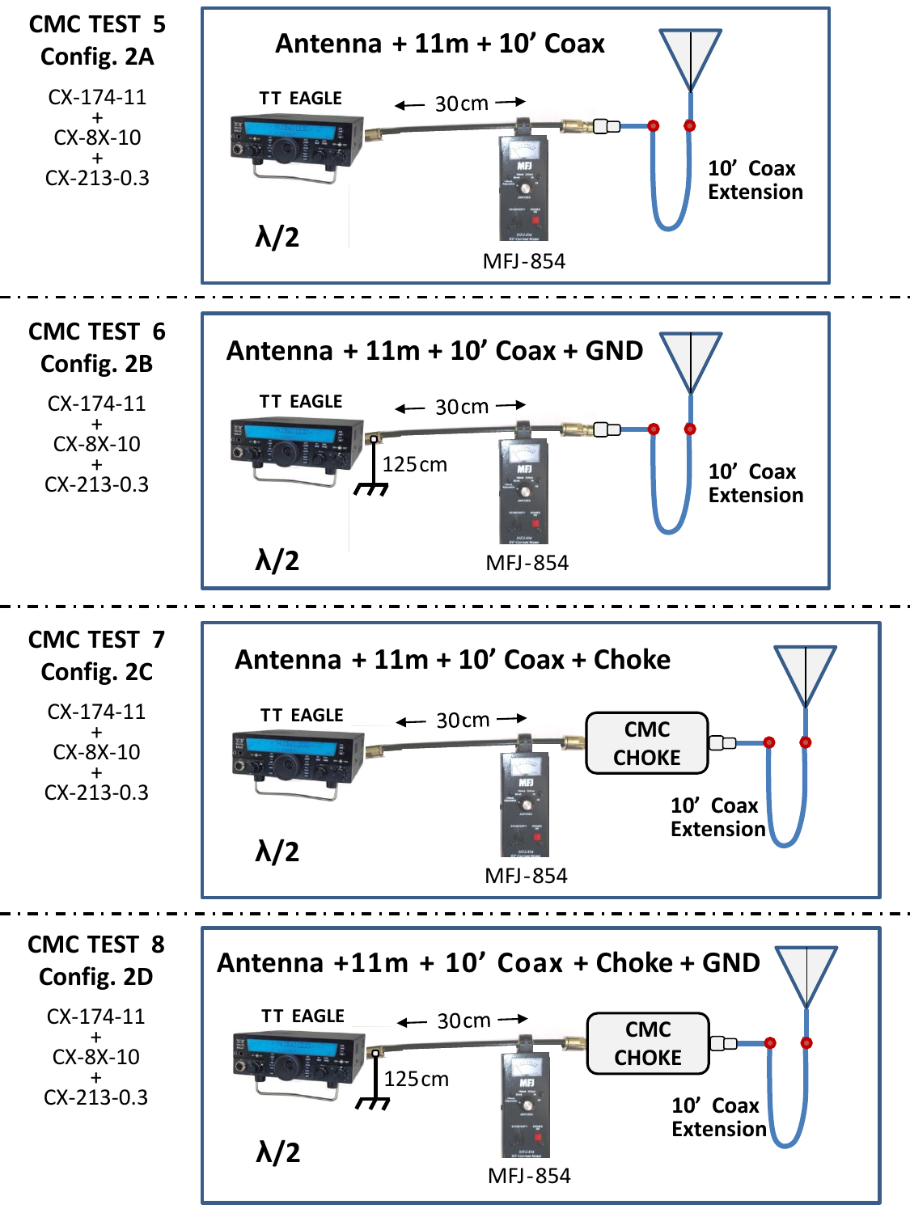## CMC TEST 5
### Config. 2A

CX-174-11
+
CX-8X-10
+
CX-213-0.3

**Antenna + 11m + 10’ Coax**

TT EAGLE

← 30cm →

10’ Coax Extension

λ/2

MFJ-854

---

## CMC TEST 6
### Config. 2B

CX-174-11
+
CX-8X-10
+
CX-213-0.3

**Antenna + 11m + 10’ Coax + GND**

TT EAGLE

← 30cm →

125cm

10’ Coax Extension

λ/2

MFJ-854

---

## CMC TEST 7
### Config. 2C

CX-174-11
+
CX-8X-10
+
CX-213-0.3

**Antenna + 11m + 10’ Coax + Choke**

TT EAGLE

← 30cm →

CMC CHOKE

10’ Coax Extension

λ/2

MFJ-854

---

## CMC TEST 8
### Config. 2D

CX-174-11
+
CX-8X-10
+
CX-213-0.3

**Antenna +11m + 10’ Coax + Choke + GND**

TT EAGLE

← 30cm →

125cm

CMC CHOKE

10’ Coax Extension

λ/2

MFJ-854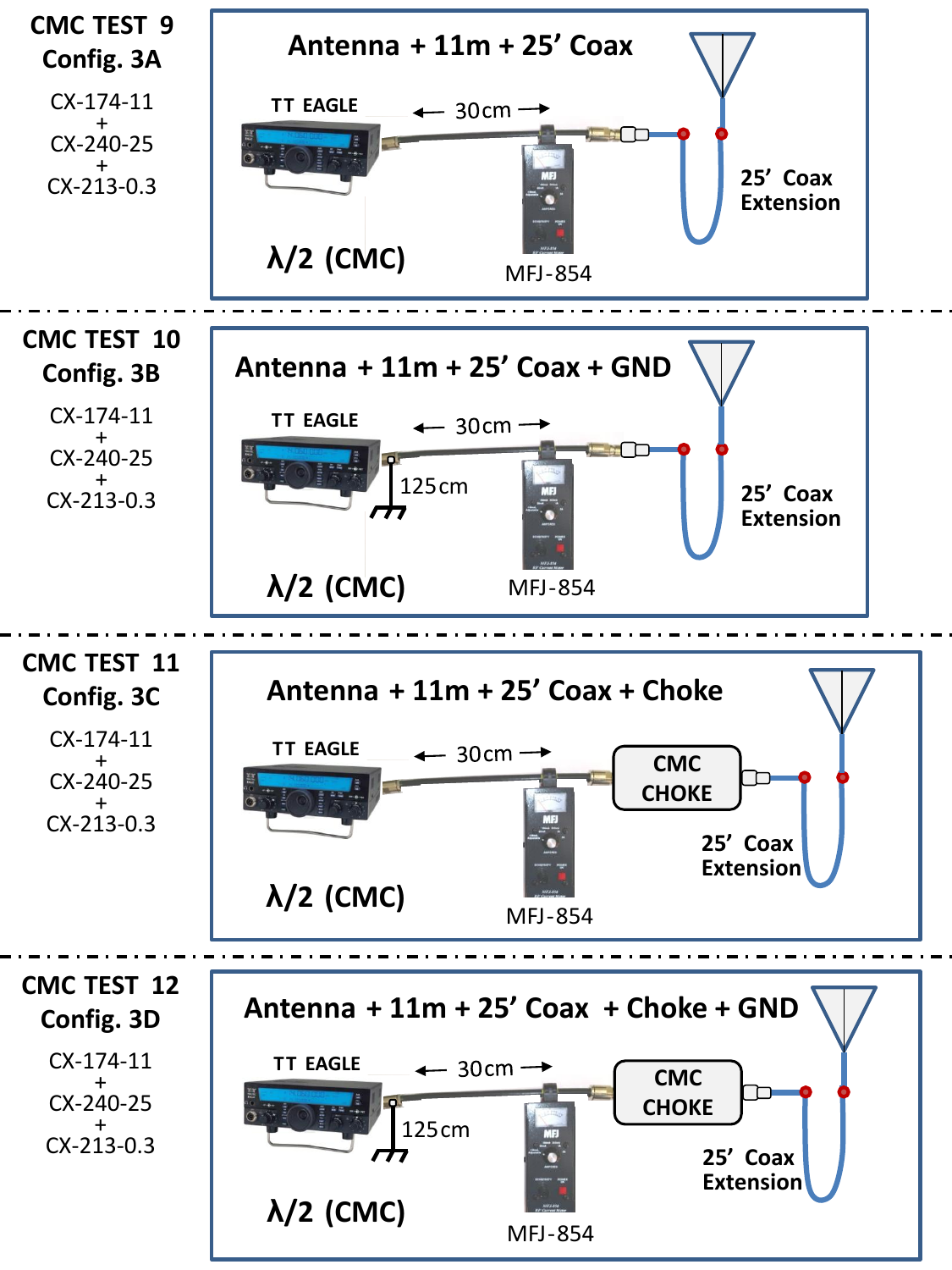## CMC TEST 9
### Config. 3A

CX-174-11
+
CX-240-25
+
CX-213-0.3

**Antenna + 11m + 25' Coax**

TT EAGLE ← 30cm → MFJ-854

25' Coax Extension

λ/2 (CMC)

---

## CMC TEST 10
### Config. 3B

CX-174-11
+
CX-240-25
+
CX-213-0.3

**Antenna + 11m + 25' Coax + GND**

TT EAGLE ← 30cm → MFJ-854

125cm

25' Coax Extension

λ/2 (CMC)

---

## CMC TEST 11
### Config. 3C

CX-174-11
+
CX-240-25
+
CX-213-0.3

**Antenna + 11m + 25' Coax + Choke**

TT EAGLE ← 30cm → MFJ-854

CMC CHOKE

25' Coax Extension

λ/2 (CMC)

---

## CMC TEST 12
### Config. 3D

CX-174-11
+
CX-240-25
+
CX-213-0.3

**Antenna + 11m + 25' Coax + Choke + GND**

TT EAGLE ← 30cm → MFJ-854

125cm

CMC CHOKE

25' Coax Extension

λ/2 (CMC)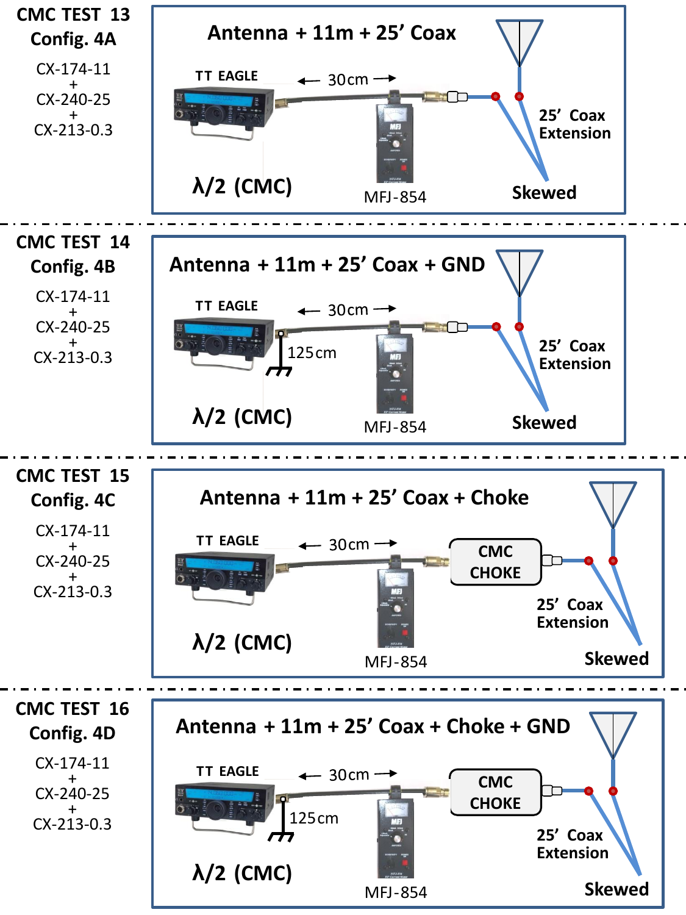**CMC TEST 13**
**Config. 4A**

CX-174-11
+
CX-240-25
+
CX-213-0.3

**Antenna + 11m + 25' Coax**

TT EAGLE

← 30cm →

MFJ-854

**25' Coax Extension**

**λ/2 (CMC)**

**Skewed**

---

**CMC TEST 14**
**Config. 4B**

CX-174-11
+
CX-240-25
+
CX-213-0.3

**Antenna + 11m + 25' Coax + GND**

TT EAGLE

← 30cm →

125cm

MFJ-854

**25' Coax Extension**

**λ/2 (CMC)**

**Skewed**

---

**CMC TEST 15**
**Config. 4C**

CX-174-11
+
CX-240-25
+
CX-213-0.3

**Antenna + 11m + 25' Coax + Choke**

TT EAGLE

← 30cm →

CMC CHOKE

MFJ-854

**25' Coax Extension**

**λ/2 (CMC)**

**Skewed**

---

**CMC TEST 16**
**Config. 4D**

CX-174-11
+
CX-240-25
+
CX-213-0.3

**Antenna + 11m + 25' Coax + Choke + GND**

TT EAGLE

← 30cm →

125cm

CMC CHOKE

MFJ-854

**25' Coax Extension**

**λ/2 (CMC)**

**Skewed**